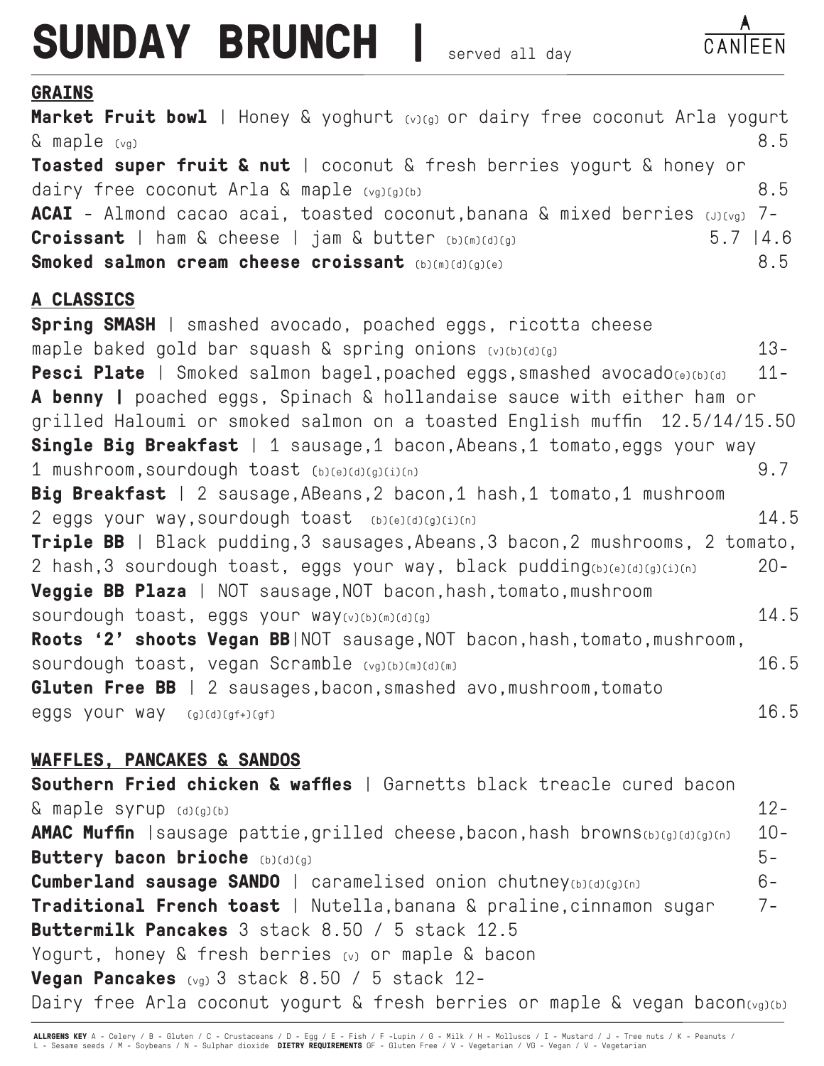# SUNDAY BRUNCH | served all day

CANTEEN

## GRAINS

**Market Fruit bowl** | Honey & yoghurt (v)(g) or dairy free coconut Arla yogurt & maple (vg) 8.5

**Toasted super fruit & nut** | coconut & fresh berries yogurt & honey or dairy free coconut Arla & maple (vg)(g)(b) 8.5

**ACAI** - Almond cacao acai, toasted coconut,banana & mixed berries (J)(vg) 7-

**Croissant** | ham & cheese | jam & butter (b)(m)(d)(g) 5.7 |4.6

**Smoked salmon cream cheese croissant** (b)(m)(d)(g)(e) 8.5

## A CLASSICS

**Spring SMASH** | smashed avocado, poached eggs, ricotta cheese maple baked gold bar squash & spring onions (v)(b)(d)(g) 13-

**Pesci Plate** | Smoked salmon bagel,poached eggs,smashed avocado(e)(b)(d) 11-

**A benny |** poached eggs, Spinach & hollandaise sauce with either ham or grilled Haloumi or smoked salmon on a toasted English muffin 12.5/14/15.50

**Single Big Breakfast** | 1 sausage,1 bacon,Abeans,1 tomato,eggs your way 1 mushroom,sourdough toast (b)(e)(d)(g)(i)(n) 9.7

**Big Breakfast** | 2 sausage,ABeans,2 bacon,1 hash,1 tomato,1 mushroom 2 eggs your way,sourdough toast (b)(e)(d)(g)(i)(n) 14.5

**Triple BB** | Black pudding,3 sausages,Abeans,3 bacon,2 mushrooms, 2 tomato, 2 hash,3 sourdough toast, eggs your way, black pudding(b)(e)(d)(g)(i)(n) 20-

**Veggie BB Plaza** | NOT sausage,NOT bacon,hash,tomato,mushroom sourdough toast, eggs your way(v)(b)(m)(d)(g) 14.5

**Roots '2' shoots Vegan BB**|NOT sausage,NOT bacon,hash,tomato,mushroom, sourdough toast, vegan Scramble (vg)(b)(m)(d)(m) 16.5

**Gluten Free BB** | 2 sausages,bacon,smashed avo,mushroom,tomato eggs your way (g)(d)(gf+)(gf) 16.5

## WAFFLES, PANCAKES & SANDOS

**Southern Fried chicken & waffles** | Garnetts black treacle cured bacon & maple syrup (d)(g)(b) 12-

**AMAC Muffin** |sausage pattie,grilled cheese,bacon,hash browns(b)(g)(d)(g)(n) 10-

**Buttery bacon brioche** (b)(d)(g) 5-

**Cumberland sausage SANDO** | caramelised onion chutney(b)(d)(g)(n) 6-

**Traditional French toast** | Nutella,banana & praline,cinnamon sugar 7-

**Buttermilk Pancakes** 3 stack 8.50 / 5 stack 12.5
Yogurt, honey & fresh berries (v) or maple & bacon

**Vegan Pancakes** (vg) 3 stack 8.50 / 5 stack 12-
Dairy free Arla coconut yogurt & fresh berries or maple & vegan bacon(vg)(b)

**ALLRGENS KEY** A - Celery / B - Gluten / C - Crustaceans / D - Egg / E - Fish / F -Lupin / G - Milk / H - Molluscs / I - Mustard / J - Tree nuts / K - Peanuts / L - Sesame seeds / M - Soybeans / N - Sulphar dioxide **DIETRY REQUIREMENTS** GF - Gluten Free / V - Vegetarian / VG - Vegan / V - Vegetarian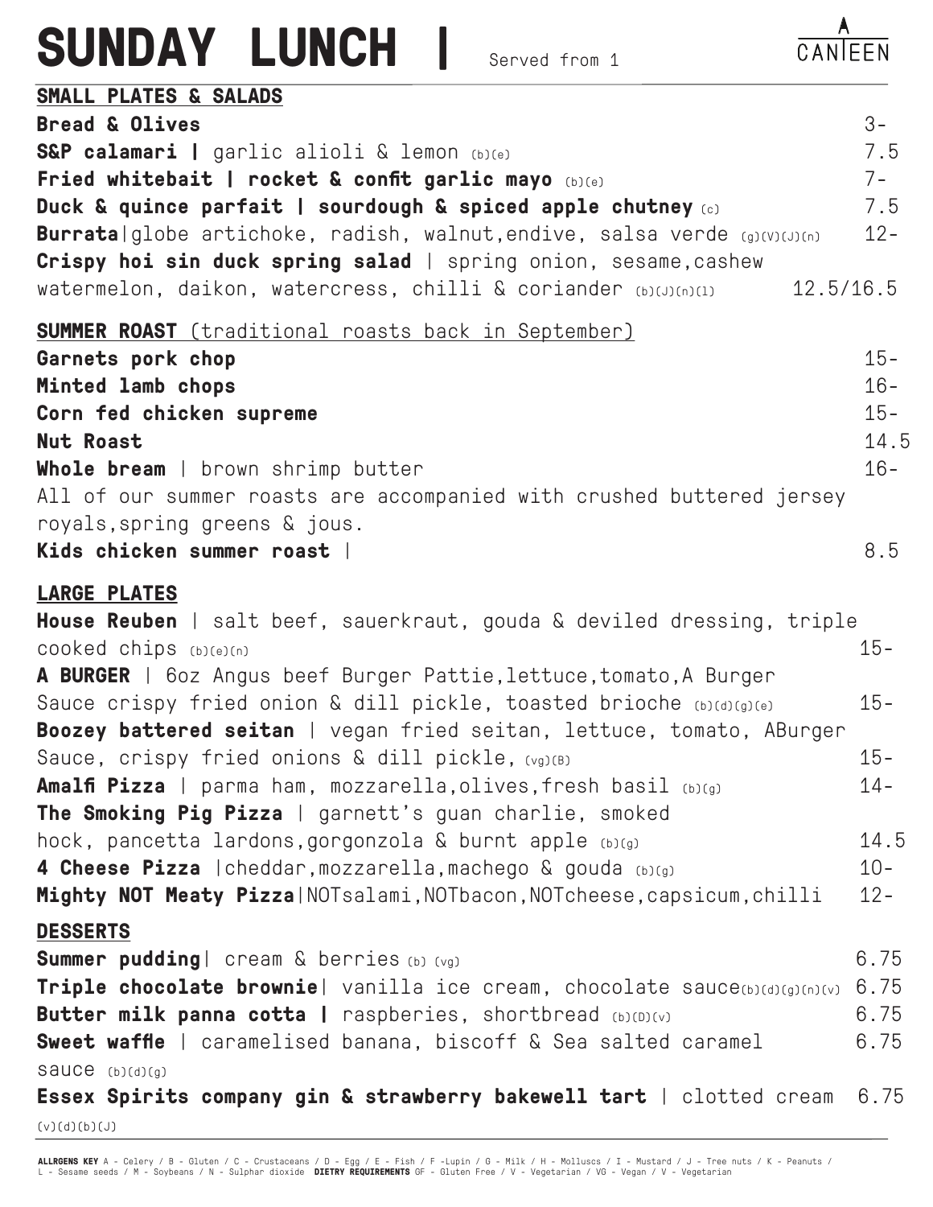# SUNDAY LUNCH | Served from 1

A CANTEEN

## SMALL PLATES & SALADS

**Bread & Olives** 3-

**S&P calamari |** garlic alioli & lemon (b)(e) 7.5

**Fried whitebait | rocket & confit garlic mayo** (b)(e) 7-

**Duck & quince parfait | sourdough & spiced apple chutney** (c) 7.5

**Burrata**|globe artichoke, radish, walnut,endive, salsa verde (g)(V)(J)(n) 12-

**Crispy hoi sin duck spring salad** | spring onion, sesame,cashew watermelon, daikon, watercress, chilli & coriander (b)(J)(n)(l) 12.5/16.5

## SUMMER ROAST (traditional roasts back in September)

**Garnets pork chop** 15-

**Minted lamb chops** 16-

**Corn fed chicken supreme** 15-

**Nut Roast** 14.5

**Whole bream** | brown shrimp butter 16-

All of our summer roasts are accompanied with crushed buttered jersey royals,spring greens & jous.

**Kids chicken summer roast** | 8.5

## LARGE PLATES

**House Reuben** | salt beef, sauerkraut, gouda & deviled dressing, triple cooked chips (b)(e)(n) 15-

**A BURGER** | 6oz Angus beef Burger Pattie,lettuce,tomato,A Burger Sauce crispy fried onion & dill pickle, toasted brioche (b)(d)(g)(e) 15-

**Boozey battered seitan** | vegan fried seitan, lettuce, tomato, ABurger Sauce, crispy fried onions & dill pickle, (vg)(B) 15-

**Amalfi Pizza** | parma ham, mozzarella,olives,fresh basil (b)(g) 14-

**The Smoking Pig Pizza** | garnett's guan charlie, smoked hock, pancetta lardons,gorgonzola & burnt apple (b)(g) 14.5

**4 Cheese Pizza** |cheddar,mozzarella,machego & gouda (b)(g) 10-

**Mighty NOT Meaty Pizza**|NOTsalami,NOTbacon,NOTcheese,capsicum,chilli 12-

## DESSERTS

**Summer pudding**| cream & berries (b) (vg) 6.75

**Triple chocolate brownie**| vanilla ice cream, chocolate sauce(b)(d)(g)(n)(v) 6.75

**Butter milk panna cotta |** raspberies, shortbread (b)(D)(v) 6.75

**Sweet waffle** | caramelised banana, biscoff & Sea salted caramel sauce (b)(d)(g) 6.75

**Essex Spirits company gin & strawberry bakewell tart** | clotted cream (v)(d)(b)(J) 6.75

**ALLRGENS KEY** A - Celery / B - Gluten / C - Crustaceans / D - Egg / E - Fish / F -Lupin / G - Milk / H - Molluscs / I - Mustard / J - Tree nuts / K - Peanuts / L - Sesame seeds / M - Soybeans / N - Sulphar dioxide **DIETRY REQUIREMENTS** GF - Gluten Free / V - Vegetarian / VG - Vegan / V - Vegetarian